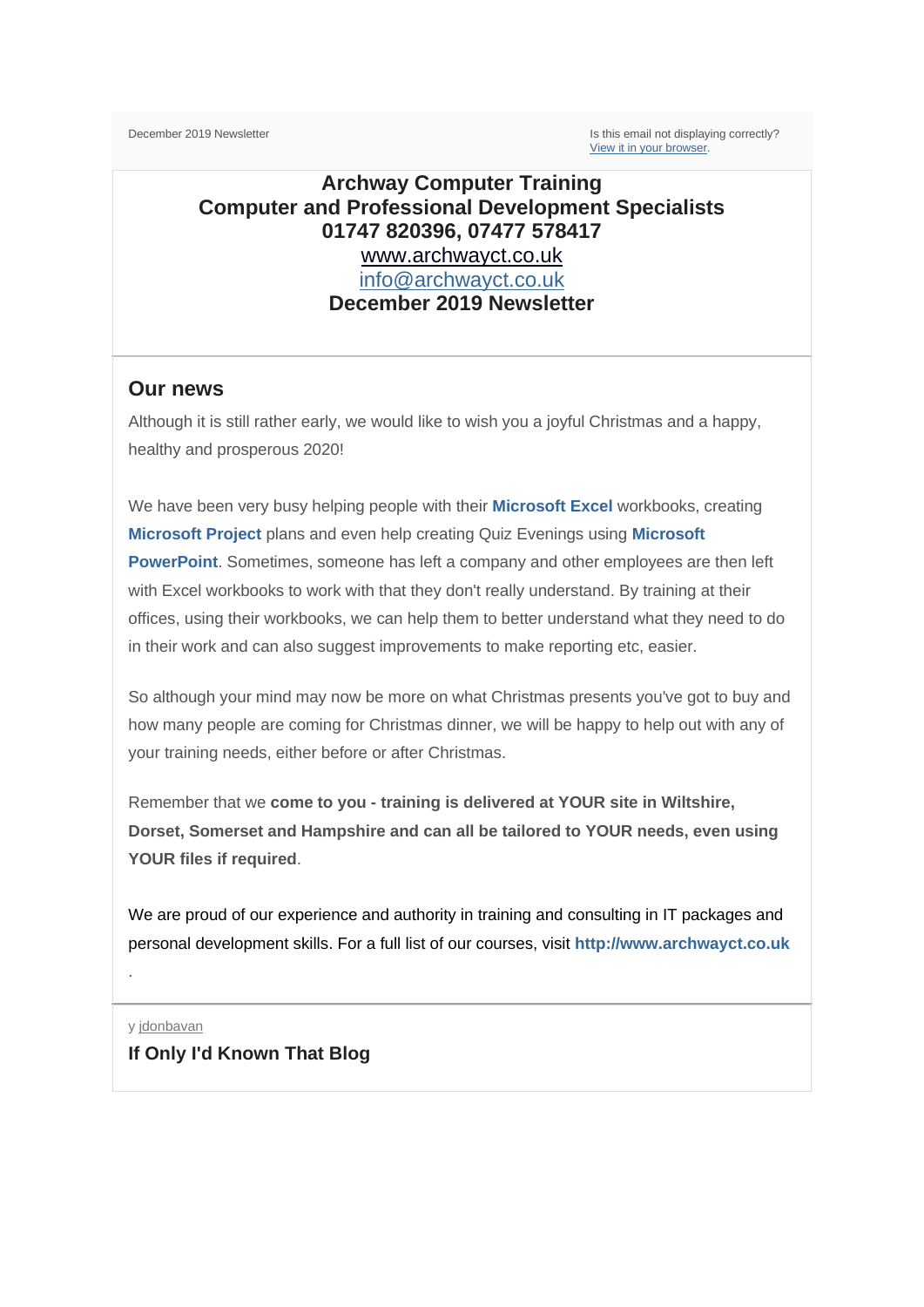December 2019 Newsletter

Is this email not displaying correctly?
View it in your browser.

**Archway Computer Training**
**Computer and Professional Development Specialists**
**01747 820396, 07477 578417**
www.archwayct.co.uk
info@archwayct.co.uk
**December 2019 Newsletter**

## Our news

Although it is still rather early, we would like to wish you a joyful Christmas and a happy, healthy and prosperous 2020!

We have been very busy helping people with their **Microsoft Excel** workbooks, creating **Microsoft Project** plans and even help creating Quiz Evenings using **Microsoft PowerPoint**. Sometimes, someone has left a company and other employees are then left with Excel workbooks to work with that they don't really understand. By training at their offices, using their workbooks, we can help them to better understand what they need to do in their work and can also suggest improvements to make reporting etc, easier.

So although your mind may now be more on what Christmas presents you've got to buy and how many people are coming for Christmas dinner, we will be happy to help out with any of your training needs, either before or after Christmas.

Remember that we **come to you - training is delivered at YOUR site in Wiltshire, Dorset, Somerset and Hampshire and can all be tailored to YOUR needs, even using YOUR files if required**.

We are proud of our experience and authority in training and consulting in IT packages and personal development skills. For a full list of our courses, visit **http://www.archwayct.co.uk**
.

y jdonbavan

### If Only I'd Known That Blog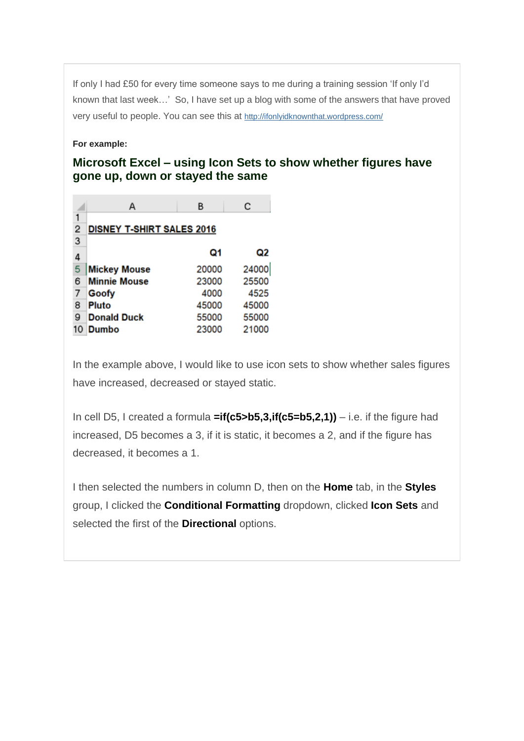If only I had £50 for every time someone says to me during a training session 'If only I'd known that last week…'  So, I have set up a blog with some of the answers that have proved very useful to people. You can see this at http://ifonlyidknownthat.wordpress.com/

**For example:**

## Microsoft Excel – using Icon Sets to show whether figures have gone up, down or stayed the same

| | A | B | C |
|---|---|---|---|
| 1 | | | |
| 2 | **DISNEY T-SHIRT SALES 2016** | | |
| 3 | | | |
| 4 | | **Q1** | **Q2** |
| 5 | **Mickey Mouse** | 20000 | 24000 |
| 6 | **Minnie Mouse** | 23000 | 25500 |
| 7 | **Goofy** | 4000 | 4525 |
| 8 | **Pluto** | 45000 | 45000 |
| 9 | **Donald Duck** | 55000 | 55000 |
| 10 | **Dumbo** | 23000 | 21000 |

In the example above, I would like to use icon sets to show whether sales figures have increased, decreased or stayed static.

In cell D5, I created a formula **=if(c5>b5,3,if(c5=b5,2,1))** – i.e. if the figure had increased, D5 becomes a 3, if it is static, it becomes a 2, and if the figure has decreased, it becomes a 1.

I then selected the numbers in column D, then on the **Home** tab, in the **Styles** group, I clicked the **Conditional Formatting** dropdown, clicked **Icon Sets** and selected the first of the **Directional** options.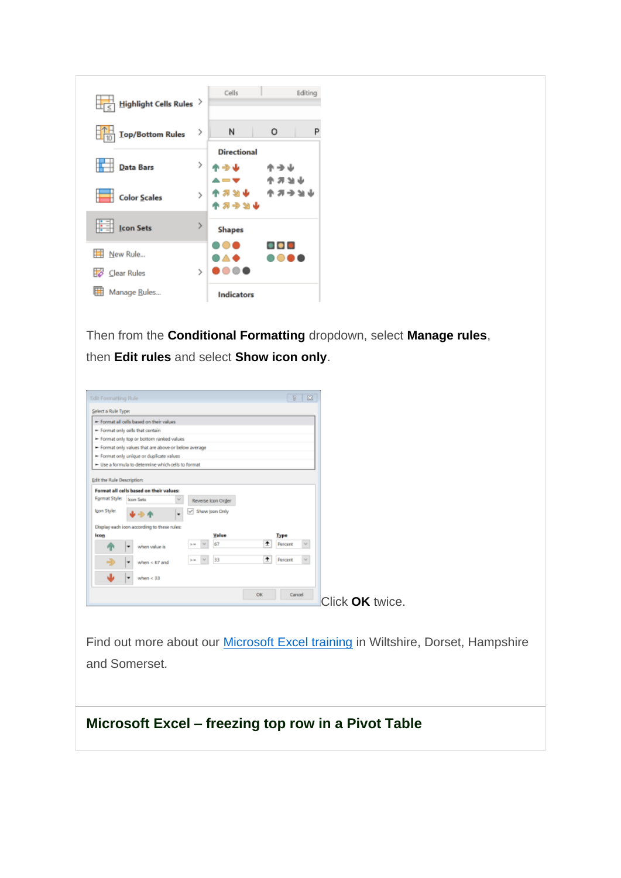Then from the **Conditional Formatting** dropdown, select **Manage rules**, then **Edit rules** and select **Show icon only**.

Click **OK** twice.

Find out more about our [Microsoft Excel training](#) in Wiltshire, Dorset, Hampshire and Somerset.

## Microsoft Excel – freezing top row in a Pivot Table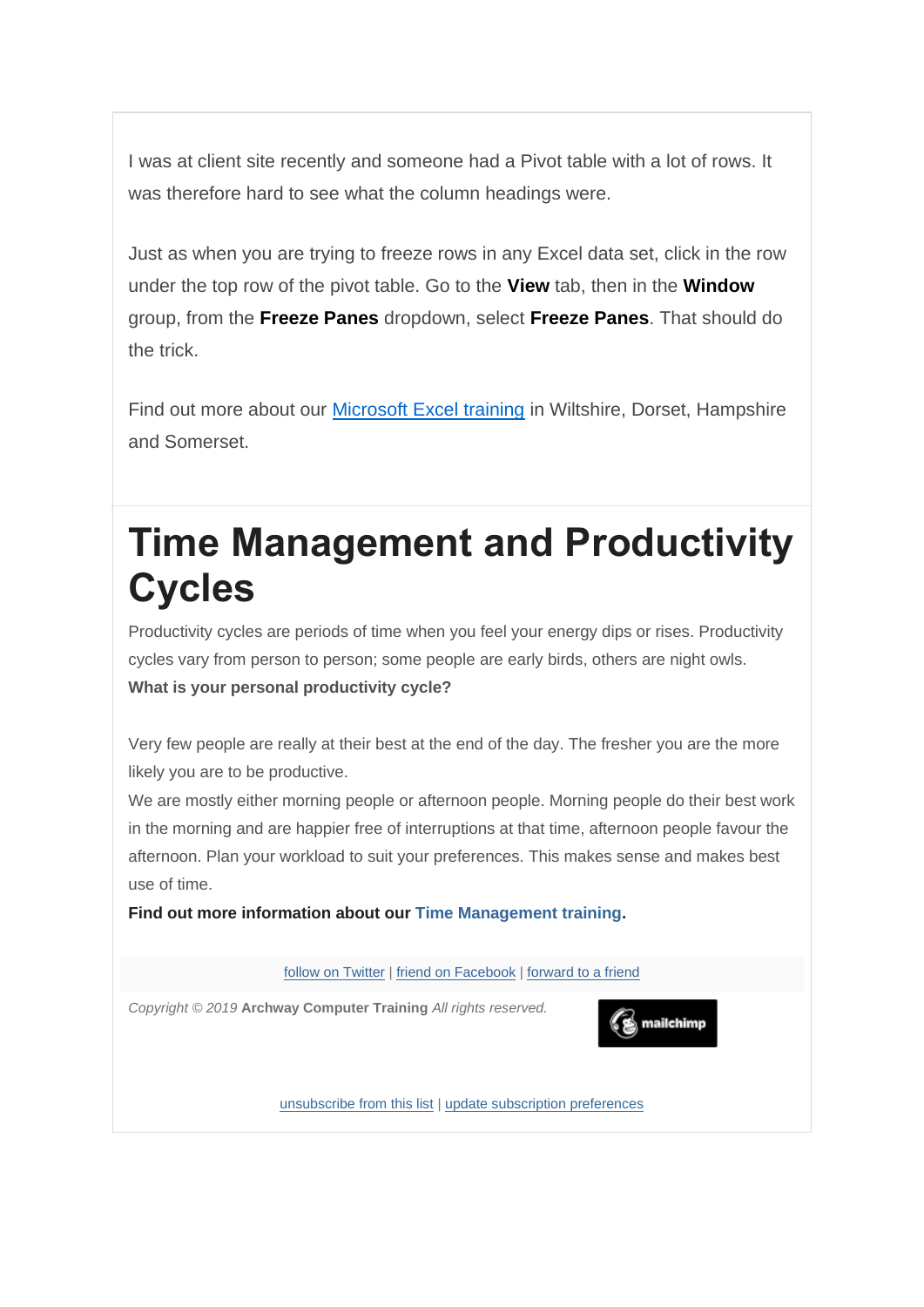I was at client site recently and someone had a Pivot table with a lot of rows. It was therefore hard to see what the column headings were.

Just as when you are trying to freeze rows in any Excel data set, click in the row under the top row of the pivot table. Go to the **View** tab, then in the **Window** group, from the **Freeze Panes** dropdown, select **Freeze Panes**. That should do the trick.

Find out more about our Microsoft Excel training in Wiltshire, Dorset, Hampshire and Somerset.

# Time Management and Productivity Cycles

Productivity cycles are periods of time when you feel your energy dips or rises. Productivity cycles vary from person to person; some people are early birds, others are night owls.
**What is your personal productivity cycle?**

Very few people are really at their best at the end of the day. The fresher you are the more likely you are to be productive.
We are mostly either morning people or afternoon people. Morning people do their best work in the morning and are happier free of interruptions at that time, afternoon people favour the afternoon. Plan your workload to suit your preferences. This makes sense and makes best use of time.
**Find out more information about our Time Management training.**

follow on Twitter | friend on Facebook | forward to a friend

*Copyright © 2019* **Archway Computer Training** *All rights reserved.*

mailchimp

unsubscribe from this list | update subscription preferences